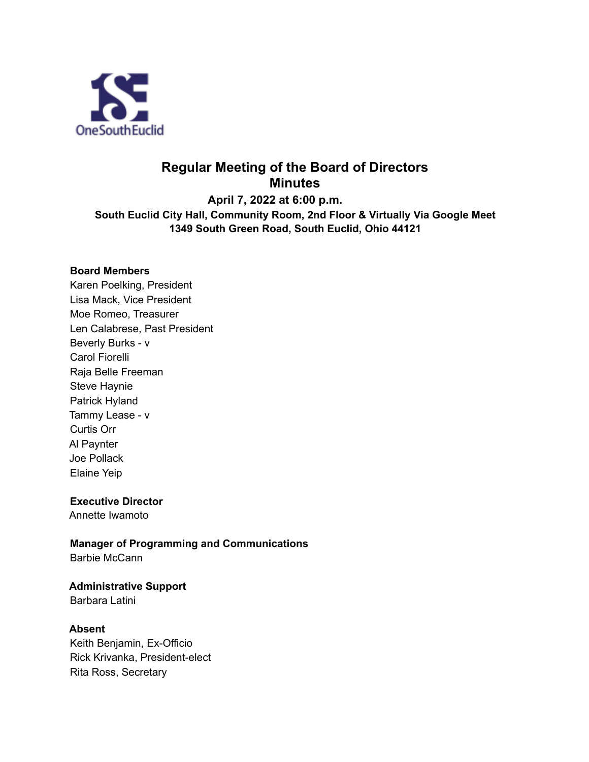OneSouthEuclid

# Regular Meeting of the Board of Directors
# Minutes

**April 7, 2022 at 6:00 p.m.**

**South Euclid City Hall, Community Room, 2nd Floor & Virtually Via Google Meet**
**1349 South Green Road, South Euclid, Ohio 44121**

**Board Members**
Karen Poelking, President
Lisa Mack, Vice President
Moe Romeo, Treasurer
Len Calabrese, Past President
Beverly Burks - v
Carol Fiorelli
Raja Belle Freeman
Steve Haynie
Patrick Hyland
Tammy Lease - v
Curtis Orr
Al Paynter
Joe Pollack
Elaine Yeip

**Executive Director**
Annette Iwamoto

**Manager of Programming and Communications**
Barbie McCann

**Administrative Support**
Barbara Latini

**Absent**
Keith Benjamin, Ex-Officio
Rick Krivanka, President-elect
Rita Ross, Secretary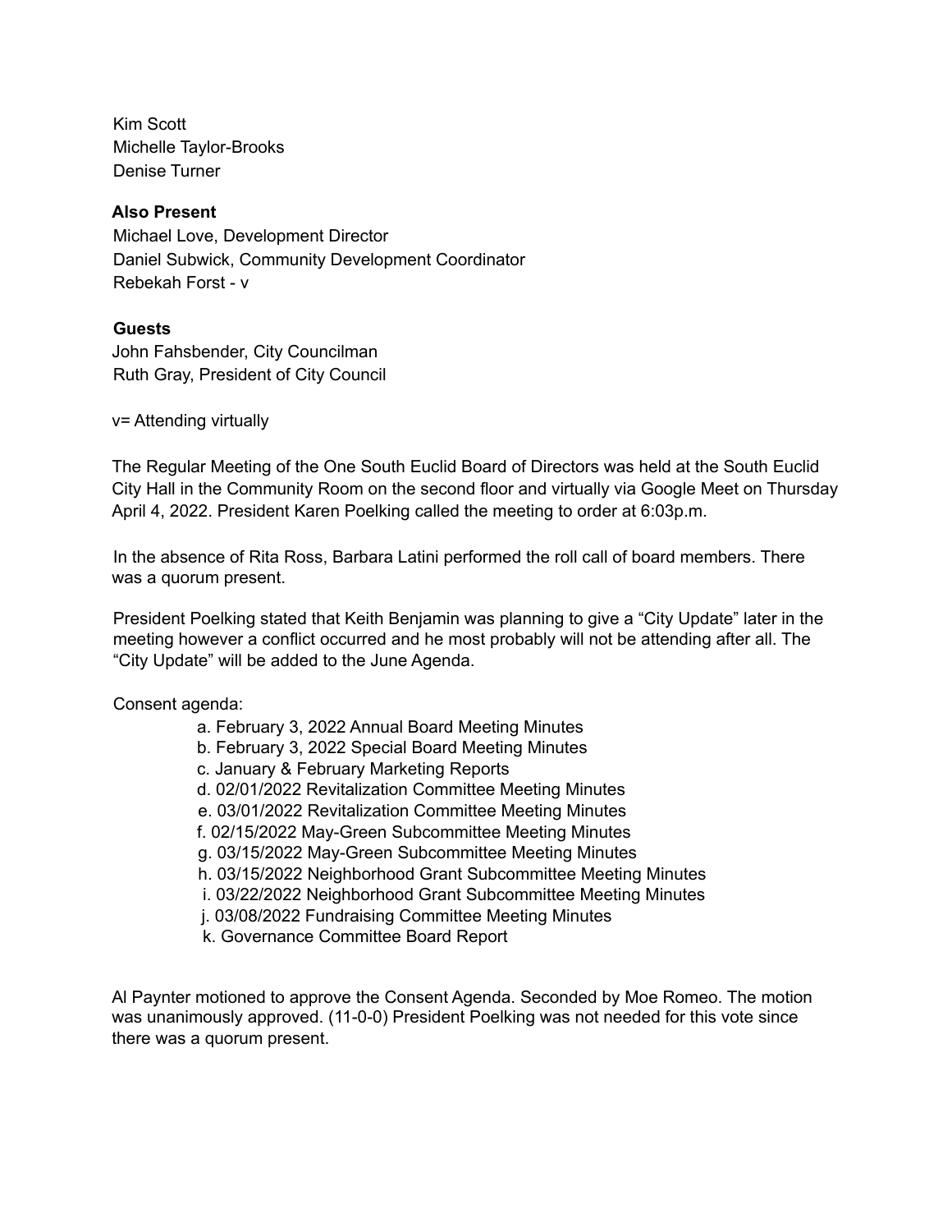Kim Scott
Michelle Taylor-Brooks
Denise Turner

**Also Present**
Michael Love, Development Director
Daniel Subwick, Community Development Coordinator
Rebekah Forst - v

**Guests**
John Fahsbender, City Councilman
Ruth Gray, President of City Council

v= Attending virtually

The Regular Meeting of the One South Euclid Board of Directors was held at the South Euclid City Hall in the Community Room on the second floor and virtually via Google Meet on Thursday April 4, 2022. President Karen Poelking called the meeting to order at 6:03p.m.

In the absence of Rita Ross, Barbara Latini performed the roll call of board members. There was a quorum present.

President Poelking stated that Keith Benjamin was planning to give a "City Update" later in the meeting however a conflict occurred and he most probably will not be attending after all. The "City Update" will be added to the June Agenda.

Consent agenda:

a. February 3, 2022 Annual Board Meeting Minutes
b. February 3, 2022 Special Board Meeting Minutes
c. January & February Marketing Reports
d. 02/01/2022 Revitalization Committee Meeting Minutes
e. 03/01/2022 Revitalization Committee Meeting Minutes
f. 02/15/2022 May-Green Subcommittee Meeting Minutes
g. 03/15/2022 May-Green Subcommittee Meeting Minutes
h. 03/15/2022 Neighborhood Grant Subcommittee Meeting Minutes
i. 03/22/2022 Neighborhood Grant Subcommittee Meeting Minutes
j. 03/08/2022 Fundraising Committee Meeting Minutes
k. Governance Committee Board Report

Al Paynter motioned to approve the Consent Agenda. Seconded by Moe Romeo. The motion was unanimously approved. (11-0-0) President Poelking was not needed for this vote since there was a quorum present.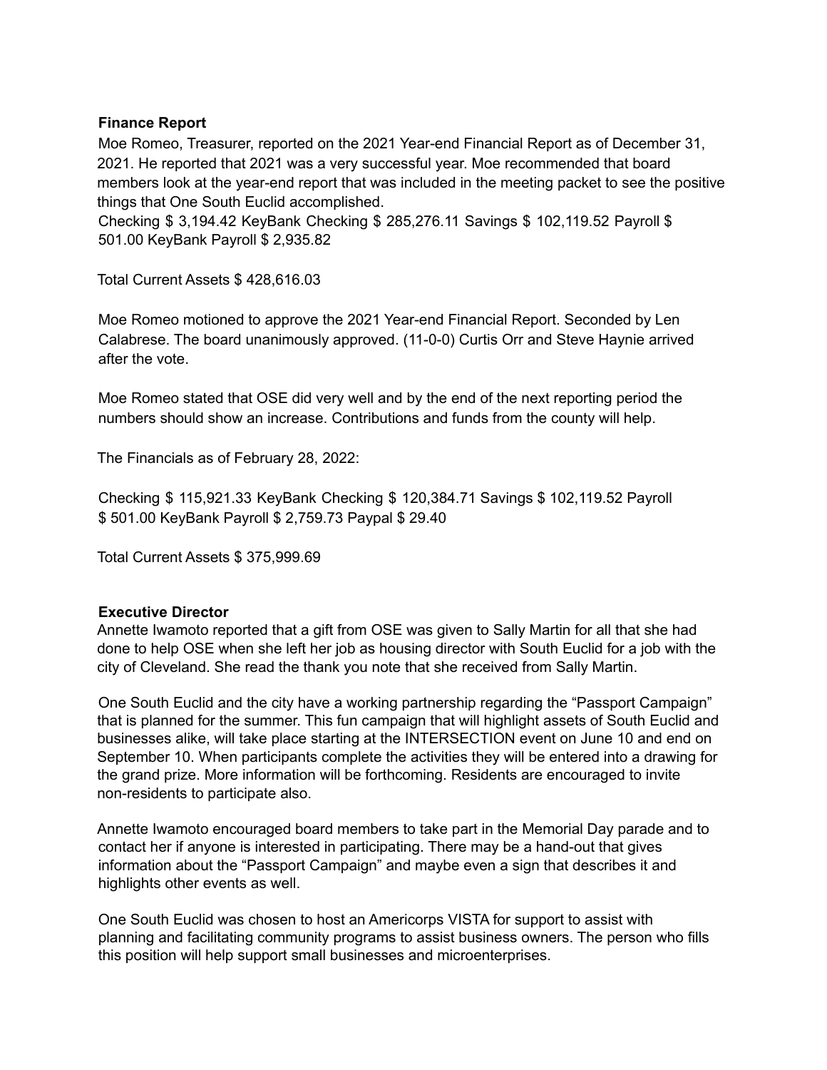**Finance Report**

Moe Romeo, Treasurer, reported on the 2021 Year-end Financial Report as of December 31, 2021. He reported that 2021 was a very successful year. Moe recommended that board members look at the year-end report that was included in the meeting packet to see the positive things that One South Euclid accomplished.

Checking $ 3,194.42 KeyBank Checking $ 285,276.11 Savings $ 102,119.52 Payroll $ 501.00 KeyBank Payroll $ 2,935.82

Total Current Assets $ 428,616.03

Moe Romeo motioned to approve the 2021 Year-end Financial Report. Seconded by Len Calabrese. The board unanimously approved. (11-0-0) Curtis Orr and Steve Haynie arrived after the vote.

Moe Romeo stated that OSE did very well and by the end of the next reporting period the numbers should show an increase. Contributions and funds from the county will help.

The Financials as of February 28, 2022:

Checking $ 115,921.33 KeyBank Checking $ 120,384.71 Savings $ 102,119.52 Payroll $ 501.00 KeyBank Payroll $ 2,759.73 Paypal $ 29.40

Total Current Assets $ 375,999.69

**Executive Director**

Annette Iwamoto reported that a gift from OSE was given to Sally Martin for all that she had done to help OSE when she left her job as housing director with South Euclid for a job with the city of Cleveland. She read the thank you note that she received from Sally Martin.

One South Euclid and the city have a working partnership regarding the "Passport Campaign" that is planned for the summer. This fun campaign that will highlight assets of South Euclid and businesses alike, will take place starting at the INTERSECTION event on June 10 and end on September 10. When participants complete the activities they will be entered into a drawing for the grand prize. More information will be forthcoming. Residents are encouraged to invite non-residents to participate also.

Annette Iwamoto encouraged board members to take part in the Memorial Day parade and to contact her if anyone is interested in participating. There may be a hand-out that gives information about the "Passport Campaign" and maybe even a sign that describes it and highlights other events as well.

One South Euclid was chosen to host an Americorps VISTA for support to assist with planning and facilitating community programs to assist business owners. The person who fills this position will help support small businesses and microenterprises.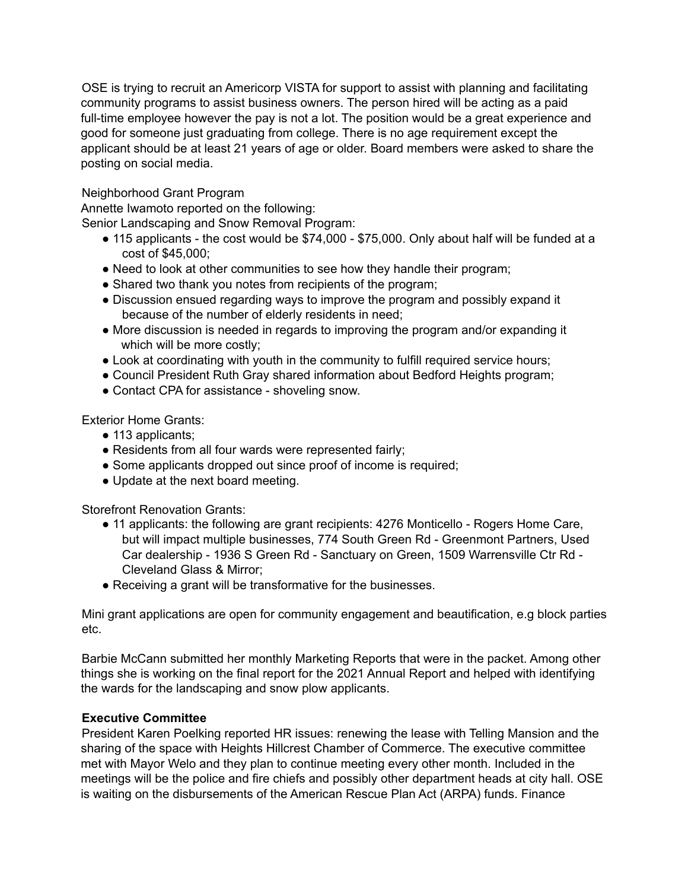OSE is trying to recruit an Americorp VISTA for support to assist with planning and facilitating community programs to assist business owners. The person hired will be acting as a paid full-time employee however the pay is not a lot. The position would be a great experience and good for someone just graduating from college. There is no age requirement except the applicant should be at least 21 years of age or older. Board members were asked to share the posting on social media.

Neighborhood Grant Program
Annette Iwamoto reported on the following:
Senior Landscaping and Snow Removal Program:

- 115 applicants - the cost would be $74,000 - $75,000. Only about half will be funded at a cost of $45,000;
- Need to look at other communities to see how they handle their program;
- Shared two thank you notes from recipients of the program;
- Discussion ensued regarding ways to improve the program and possibly expand it because of the number of elderly residents in need;
- More discussion is needed in regards to improving the program and/or expanding it which will be more costly;
- Look at coordinating with youth in the community to fulfill required service hours;
- Council President Ruth Gray shared information about Bedford Heights program;
- Contact CPA for assistance - shoveling snow.

Exterior Home Grants:

- 113 applicants;
- Residents from all four wards were represented fairly;
- Some applicants dropped out since proof of income is required;
- Update at the next board meeting.

Storefront Renovation Grants:

- 11 applicants: the following are grant recipients: 4276 Monticello - Rogers Home Care, but will impact multiple businesses, 774 South Green Rd - Greenmont Partners, Used Car dealership - 1936 S Green Rd - Sanctuary on Green, 1509 Warrensville Ctr Rd - Cleveland Glass & Mirror;
- Receiving a grant will be transformative for the businesses.

Mini grant applications are open for community engagement and beautification, e.g block parties etc.

Barbie McCann submitted her monthly Marketing Reports that were in the packet. Among other things she is working on the final report for the 2021 Annual Report and helped with identifying the wards for the landscaping and snow plow applicants.

**Executive Committee**
President Karen Poelking reported HR issues: renewing the lease with Telling Mansion and the sharing of the space with Heights Hillcrest Chamber of Commerce. The executive committee met with Mayor Welo and they plan to continue meeting every other month. Included in the meetings will be the police and fire chiefs and possibly other department heads at city hall. OSE is waiting on the disbursements of the American Rescue Plan Act (ARPA) funds. Finance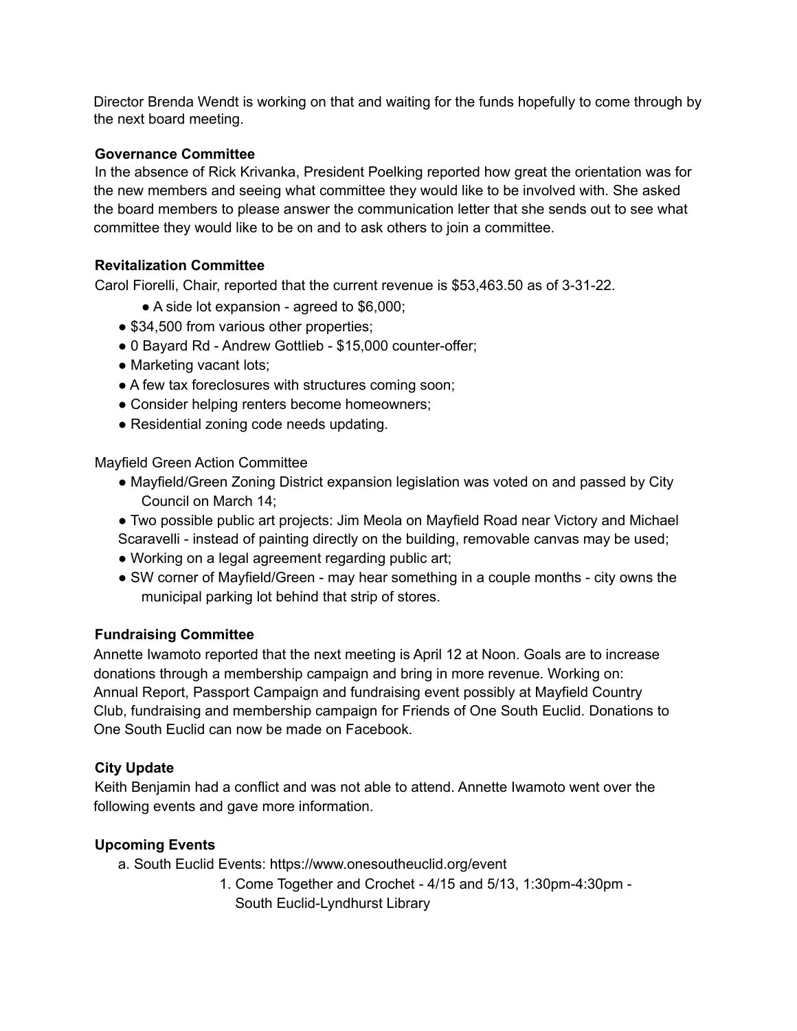Director Brenda Wendt is working on that and waiting for the funds hopefully to come through by the next board meeting.

**Governance Committee**

In the absence of Rick Krivanka, President Poelking reported how great the orientation was for the new members and seeing what committee they would like to be involved with. She asked the board members to please answer the communication letter that she sends out to see what committee they would like to be on and to ask others to join a committee.

**Revitalization Committee**

Carol Fiorelli, Chair, reported that the current revenue is $53,463.50 as of 3-31-22.

- A side lot expansion - agreed to $6,000;
- $34,500 from various other properties;
- 0 Bayard Rd - Andrew Gottlieb - $15,000 counter-offer;
- Marketing vacant lots;
- A few tax foreclosures with structures coming soon;
- Consider helping renters become homeowners;
- Residential zoning code needs updating.

Mayfield Green Action Committee

- Mayfield/Green Zoning District expansion legislation was voted on and passed by City Council on March 14;
- Two possible public art projects: Jim Meola on Mayfield Road near Victory and Michael Scaravelli - instead of painting directly on the building, removable canvas may be used;
- Working on a legal agreement regarding public art;
- SW corner of Mayfield/Green - may hear something in a couple months - city owns the municipal parking lot behind that strip of stores.

**Fundraising Committee**

Annette Iwamoto reported that the next meeting is April 12 at Noon. Goals are to increase donations through a membership campaign and bring in more revenue. Working on: Annual Report, Passport Campaign and fundraising event possibly at Mayfield Country Club, fundraising and membership campaign for Friends of One South Euclid. Donations to One South Euclid can now be made on Facebook.

**City Update**

Keith Benjamin had a conflict and was not able to attend. Annette Iwamoto went over the following events and gave more information.

**Upcoming Events**

a. South Euclid Events: https://www.onesoutheuclid.org/event

   1. Come Together and Crochet - 4/15 and 5/13, 1:30pm-4:30pm - South Euclid-Lyndhurst Library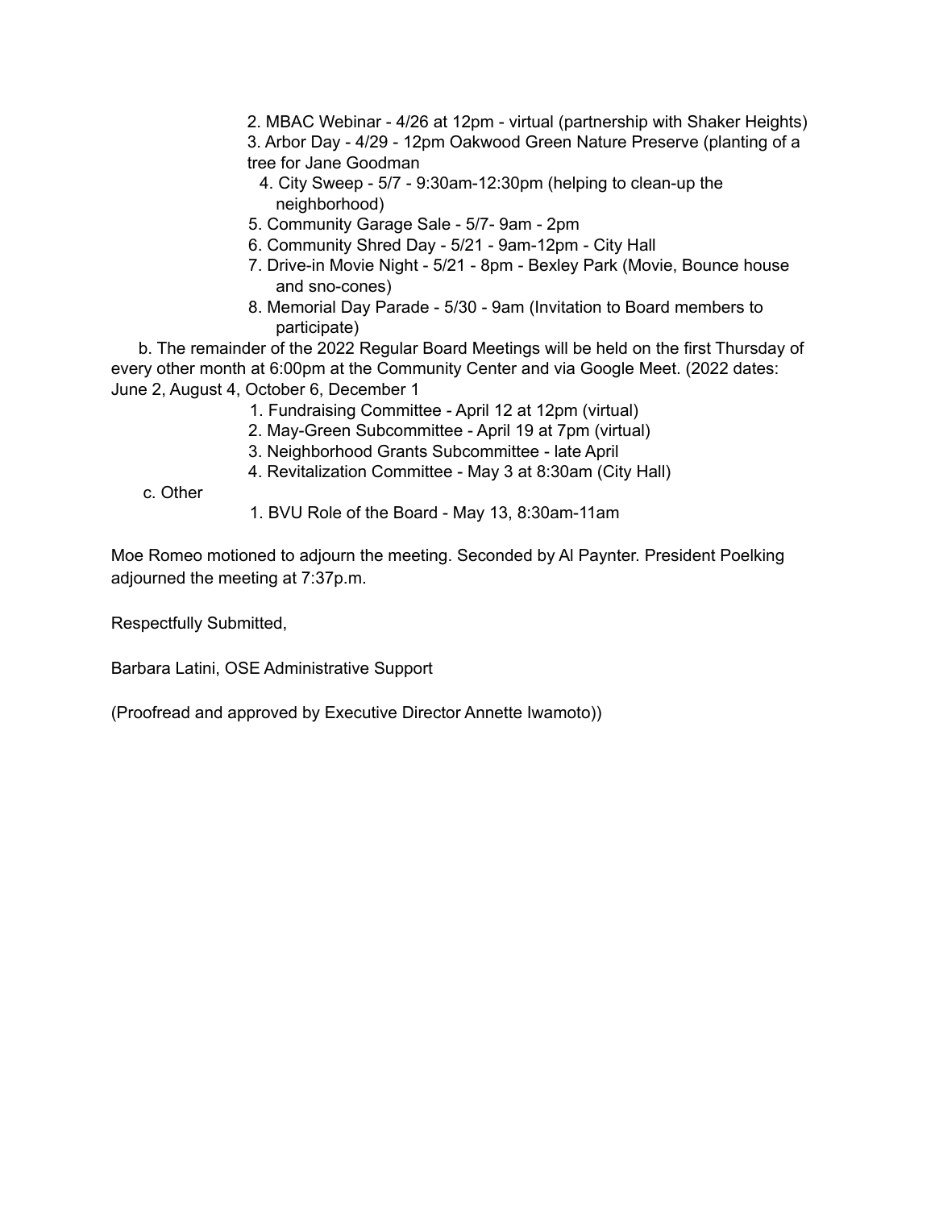2. MBAC Webinar - 4/26 at 12pm - virtual (partnership with Shaker Heights)
3. Arbor Day - 4/29 - 12pm Oakwood Green Nature Preserve (planting of a tree for Jane Goodman
4. City Sweep - 5/7 - 9:30am-12:30pm (helping to clean-up the neighborhood)
5. Community Garage Sale - 5/7- 9am - 2pm
6. Community Shred Day - 5/21 - 9am-12pm - City Hall
7. Drive-in Movie Night - 5/21 - 8pm - Bexley Park (Movie, Bounce house and sno-cones)
8. Memorial Day Parade - 5/30 - 9am (Invitation to Board members to participate)

b. The remainder of the 2022 Regular Board Meetings will be held on the first Thursday of every other month at 6:00pm at the Community Center and via Google Meet. (2022 dates: June 2, August 4, October 6, December 1

1. Fundraising Committee - April 12 at 12pm (virtual)
2. May-Green Subcommittee - April 19 at 7pm (virtual)
3. Neighborhood Grants Subcommittee - late April
4. Revitalization Committee - May 3 at 8:30am (City Hall)

c. Other

1. BVU Role of the Board - May 13, 8:30am-11am

Moe Romeo motioned to adjourn the meeting. Seconded by Al Paynter. President Poelking adjourned the meeting at 7:37p.m.

Respectfully Submitted,

Barbara Latini, OSE Administrative Support

(Proofread and approved by Executive Director Annette Iwamoto))